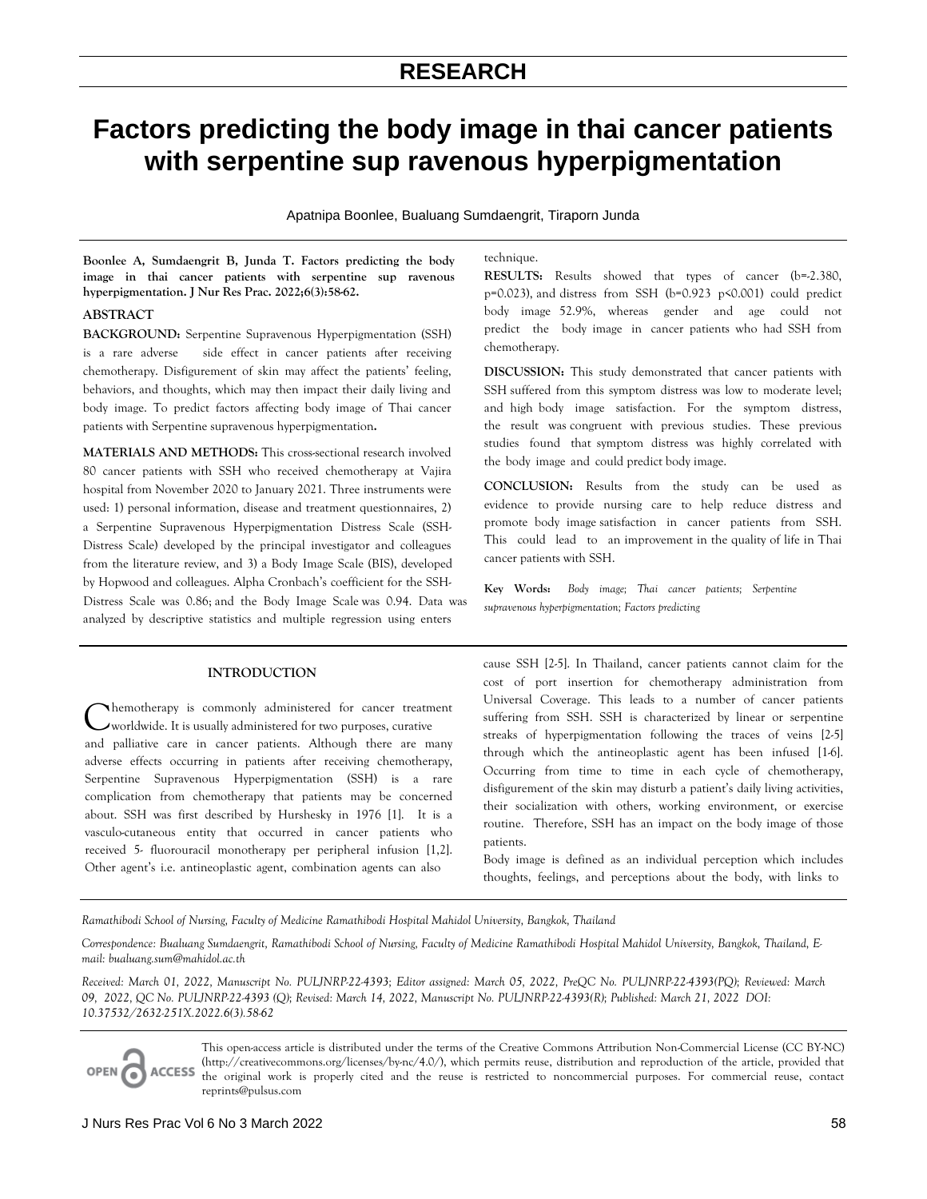RESEARCH

# Factors predicting the body image in thai cancer patients with serpentine sup ravenous hyperpigmentation

Apatnipa Boonlee, Bualuang Sumdaengrit, Tiraporn Junda

**Boonlee A, Sumdaengrit B, Junda T. Factors predicting the body image in thai cancer patients with serpentine sup ravenous hyperpigmentation. J Nur Res Prac. 2022;6(3):58-62.**

## ABSTRACT

**BACKGROUND:** Serpentine Supravenous Hyperpigmentation (SSH) is a rare adverse side effect in cancer patients after receiving chemotherapy. Disfigurement of skin may affect the patients' feeling, behaviors, and thoughts, which may then impact their daily living and body image. To predict factors affecting body image of Thai cancer patients with Serpentine supravenous hyperpigmentation**.**

**MATERIALS AND METHODS:** This cross-sectional research involved 80 cancer patients with SSH who received chemotherapy at Vajira hospital from November 2020 to January 2021. Three instruments were used: 1) personal information, disease and treatment questionnaires, 2) a Serpentine Supravenous Hyperpigmentation Distress Scale (SSH-Distress Scale) developed by the principal investigator and colleagues from the literature review, and 3) a Body Image Scale (BIS), developed by Hopwood and colleagues. Alpha Cronbach's coefficient for the SSH-Distress Scale was 0.86; and the Body Image Scale was 0.94. Data was analyzed by descriptive statistics and multiple regression using enters technique.

**RESULTS:** Results showed that types of cancer (b=-2.380, p=0.023), and distress from SSH (b=0.923 p<0.001) could predict body image 52.9%, whereas gender and age could not predict the body image in cancer patients who had SSH from chemotherapy.

**DISCUSSION:** This study demonstrated that cancer patients with SSH suffered from this symptom distress was low to moderate level; and high body image satisfaction. For the symptom distress, the result was congruent with previous studies. These previous studies found that symptom distress was highly correlated with the body image and could predict body image.

**CONCLUSION:** Results from the study can be used as evidence to provide nursing care to help reduce distress and promote body image satisfaction in cancer patients from SSH. This could lead to an improvement in the quality of life in Thai cancer patients with SSH.

**Key Words:** *Body image; Thai cancer patients; Serpentine supravenous hyperpigmentation; Factors predicting*

## INTRODUCTION

Chemotherapy is commonly administered for cancer treatment worldwide. It is usually administered for two purposes, curative and palliative care in cancer patients. Although there are many adverse effects occurring in patients after receiving chemotherapy, Serpentine Supravenous Hyperpigmentation (SSH) is a rare complication from chemotherapy that patients may be concerned about. SSH was first described by Hurshesky in 1976 [1]. It is a vasculo-cutaneous entity that occurred in cancer patients who received 5- fluorouracil monotherapy per peripheral infusion [1,2]. Other agent's i.e. antineoplastic agent, combination agents can also cause SSH [2-5]. In Thailand, cancer patients cannot claim for the cost of port insertion for chemotherapy administration from Universal Coverage. This leads to a number of cancer patients suffering from SSH. SSH is characterized by linear or serpentine streaks of hyperpigmentation following the traces of veins [2-5] through which the antineoplastic agent has been infused [1-6]. Occurring from time to time in each cycle of chemotherapy, disfigurement of the skin may disturb a patient's daily living activities, their socialization with others, working environment, or exercise routine. Therefore, SSH has an impact on the body image of those patients.

Body image is defined as an individual perception which includes thoughts, feelings, and perceptions about the body, with links to

*Ramathibodi School of Nursing, Faculty of Medicine Ramathibodi Hospital Mahidol University, Bangkok, Thailand*

*Correspondence: Bualuang Sumdaengrit, Ramathibodi School of Nursing, Faculty of Medicine Ramathibodi Hospital Mahidol University, Bangkok, Thailand, E-mail: bualuang.sum@mahidol.ac.th*

*Received: March 01, 2022, Manuscript No. PULJNRP-22-4393; Editor assigned: March 05, 2022, PreQC No. PULJNRP-22-4393(PQ); Reviewed: March 09, 2022, QC No. PULJNRP-22-4393 (Q); Revised: March 14, 2022, Manuscript No. PULJNRP-22-4393(R); Published: March 21, 2022 DOI: 10.37532/2632-251X.2022.6(3).58-62*

This open-access article is distributed under the terms of the Creative Commons Attribution Non-Commercial License (CC BY-NC) (http://creativecommons.org/licenses/by-nc/4.0/), which permits reuse, distribution and reproduction of the article, provided that the original work is properly cited and the reuse is restricted to noncommercial purposes. For commercial reuse, contact reprints@pulsus.com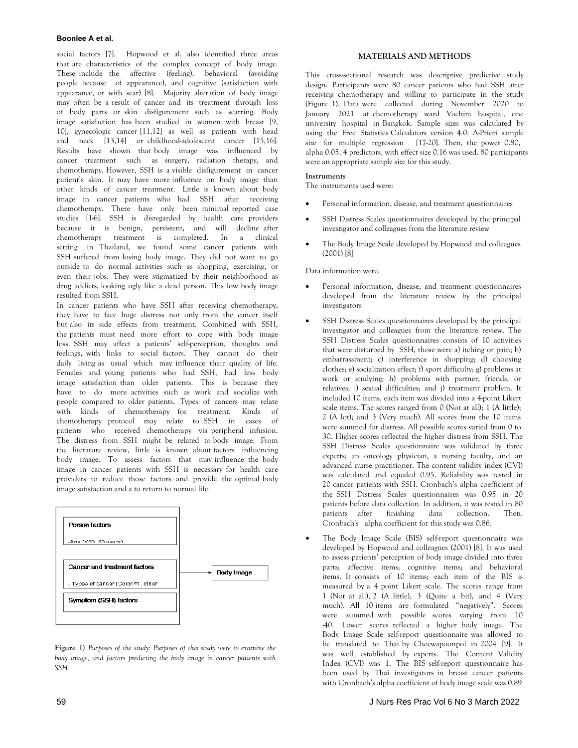social factors [7]. Hopwood et al. also identified three areas that are characteristics of the complex concept of body image. These include the affective (feeling), behavioral (avoiding people because of appearance), and cognitive (satisfaction with appearance, or with scar) [8]. Majority alteration of body image may often be a result of cancer and its treatment through loss of body parts or skin disfigurement such as scarring. Body image satisfaction has been studied in women with breast [9, 10], gynecologic cancer [11,12] as well as patients with head and neck [13,14] or childhood-adolescent cancer [15,16]. Results have shown that body image was influenced by cancer treatment such as surgery, radiation therapy, and chemotherapy. However, SSH is a visible disfigurement in cancer patient's skin. It may have more influence on body image than other kinds of cancer treatment. Little is known about body image in cancer patients who had SSH after receiving chemotherapy. There have only been minimal reported case studies [1-6]. SSH is disregarded by health care providers because it is benign, persistent, and will decline after chemotherapy treatment is completed. In a clinical setting in Thailand, we found some cancer patients with SSH suffered from losing body image. They did not want to go outside to do normal activities such as shopping, exercising, or even their jobs. They were stigmatized by their neighborhood as drug addicts, looking ugly like a dead person. This low body image resulted from SSH.

In cancer patients who have SSH after receiving chemotherapy, they have to face huge distress not only from the cancer itself but also its side effects from treatment. Combined with SSH, the patients must need more effort to cope with body image loss. SSH may affect a patients' self-perception, thoughts and feelings, with links to social factors. They cannot do their daily living as usual which may influence their quality of life. Females and young patients who had SSH, had less body image satisfaction than older patients. This is because they have to do more activities such as work and socialize with people compared to older patients. Types of cancers may relate with kinds of chemotherapy for treatment. Kinds of chemotherapy protocol may relate to SSH in cases of patients who received chemotherapy via peripheral infusion. The distress from SSH might be related to body image. From the literature review, little is known about factors influencing body image. To assess factors that may influence the body image in cancer patients with SSH is necessary for health care providers to reduce those factors and provide the optimal body image satisfaction and a to return to normal life.

Person factors

-Age (<60, 60 years)

Cancer and treatment factors

- Types of cancer (Colon=1, other

Symptom (SSH) factors

Body Image

**Figure 1)** *Purposes of the study: Purposes of this study were to examine the body image, and factors predicting the body image in cancer patients with SSH*

## MATERIALS AND METHODS

This cross-sectional research was descriptive predictive study design. Participants were 80 cancer patients who had SSH after receiving chemotherapy and willing to participate in the study (Figure 1). Data were collected during November 2020 to January 2021 at chemotherapy ward Vachira hospital, one university hospital in Bangkok. Sample sizes was calculated by using the Free Statistics Calculators version 4.0: A-Priori sample size for multiple regression [17-20]. Then, the power 0.80, alpha 0.05, 4 predictors, with effect size 0.16 was used. 80 participants were an appropriate sample size for this study.

### Instruments

The instruments used were:

- Personal information, disease, and treatment questionnaires
- SSH Distress Scales questionnaires developed by the principal investigator and colleagues from the literature review
- The Body Image Scale developed by Hopwood and colleagues (2001) [8]

Data information were:

- Personal information, disease, and treatment questionnaires developed from the literature review by the principal investigators
- SSH Distress Scales questionnaires developed by the principal investigator and colleagues from the literature review. The SSH Distress Scales questionnaires consists of 10 activities that were disturbed by SSH, those were a) itching or pain; b) embarrassment; c) interference in shopping; d) choosing clothes; e) socialization effect; f) sport difficulty; g) problems at work or studying; h) problems with partner, friends, or relatives; i) sexual difficulties; and j) treatment problem. It included 10 items, each item was divided into a 4-point Likert scale items. The scores ranged from 0 (Not at all); 1 (A little); 2 (A lot); and 3 (Very much). All scores from the 10 items were summed for distress. All possible scores varied from 0 to 30. Higher scores reflected the higher distress from SSH. The SSH Distress Scales questionnaire was validated by three experts; an oncology physician, a nursing faculty, and an advanced nurse practitioner. The content validity index (CVI) was calculated and equaled 0.95. Reliability was tested in 20 cancer patients with SSH. Cronbach's alpha coefficient of the SSH Distress Scales questionnaires was 0.95 in 20 patients before data collection. In addition, it was tested in 80 patients after finishing data collection. Then, Cronbach's alpha coefficient for this study was 0.86.
- The Body Image Scale (BIS) self-report questionnaire was developed by Hopwood and colleagues (2001) [8]. It was used to assess patients' perception of body image divided into three parts; affective items; cognitive items; and behavioral items. It consists of 10 items; each item of the BIS is measured by a 4 point Likert scale. The scores range from 1 (Not at all), 2 (A little), 3 (Quite a bit), and 4 (Very much). All 10 items are formulated "negatively". Scores were summed with possible scores varying from 10 -40. Lower scores reflected a higher body image. The Body Image Scale self-report questionnaire was allowed to be translated to Thai by Cheewapoonpol in 2004 [9]. It was well established by experts. The Content Validity Index (CVI) was 1. The BIS self-report questionnaire has been used by Thai investigators in breast cancer patients with Cronbach's alpha coefficient of body image scale was 0.89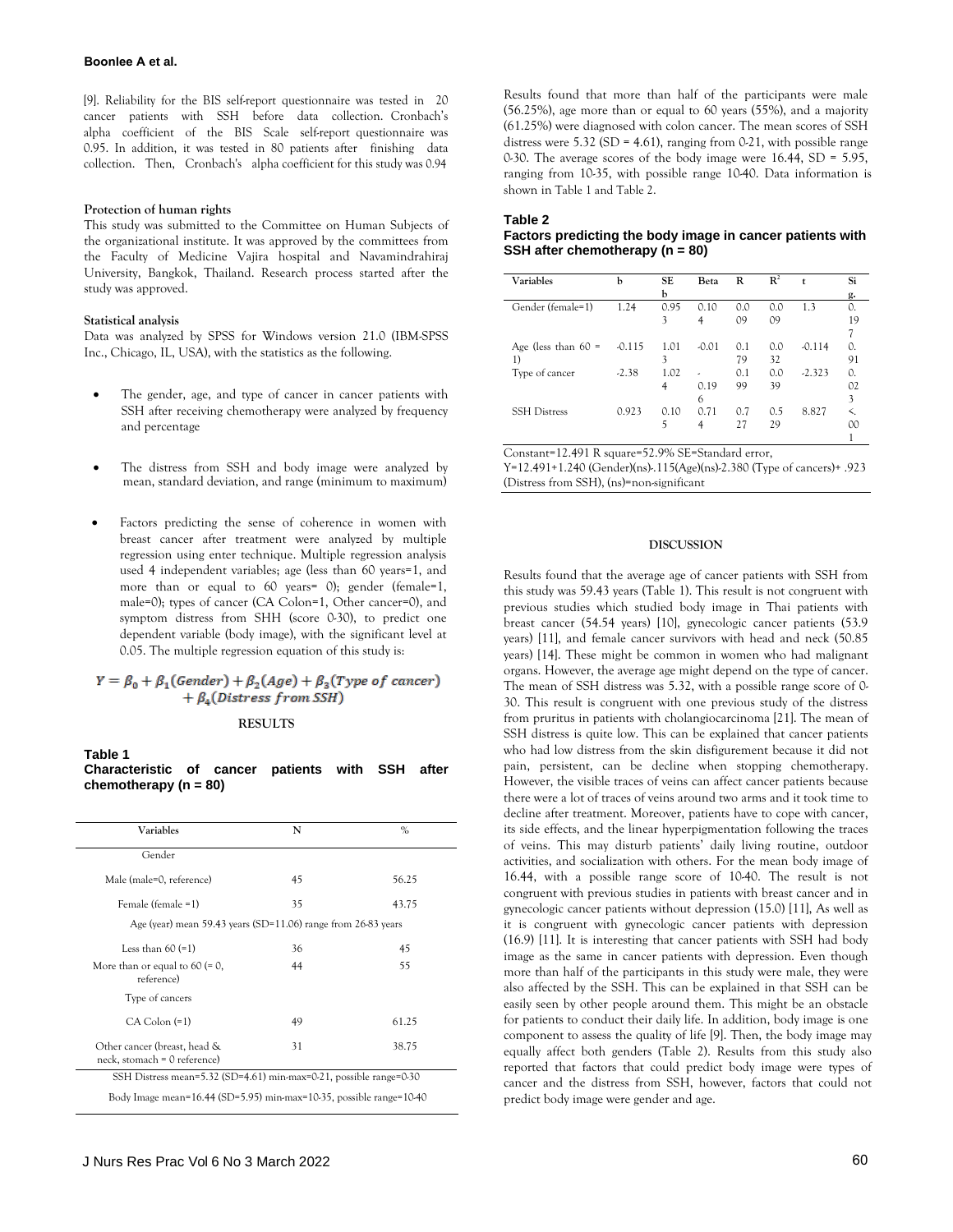[9]. Reliability for the BIS self-report questionnaire was tested in 20 cancer patients with SSH before data collection. Cronbach's alpha coefficient of the BIS Scale self-report questionnaire was 0.95. In addition, it was tested in 80 patients after finishing data collection. Then, Cronbach's alpha coefficient for this study was 0.94

**Protection of human rights**

This study was submitted to the Committee on Human Subjects of the organizational institute. It was approved by the committees from the Faculty of Medicine Vajira hospital and Navamindrahiraj University, Bangkok, Thailand. Research process started after the study was approved.

**Statistical analysis**

Data was analyzed by SPSS for Windows version 21.0 (IBM-SPSS Inc., Chicago, IL, USA), with the statistics as the following.

- The gender, age, and type of cancer in cancer patients with SSH after receiving chemotherapy were analyzed by frequency and percentage
- The distress from SSH and body image were analyzed by mean, standard deviation, and range (minimum to maximum)
- Factors predicting the sense of coherence in women with breast cancer after treatment were analyzed by multiple regression using enter technique. Multiple regression analysis used 4 independent variables; age (less than 60 years=1, and more than or equal to 60 years= 0); gender (female=1, male=0); types of cancer (CA Colon=1, Other cancer=0), and symptom distress from SHH (score 0-30), to predict one dependent variable (body image), with the significant level at 0.05. The multiple regression equation of this study is:

$$Y = \beta_0 + \beta_1(Gender) + \beta_2(Age) + \beta_3(Type\ of\ cancer) + \beta_4(Distress\ from\ SSH)$$

## RESULTS

**Table 1**
**Characteristic of cancer patients with SSH after chemotherapy (n = 80)**

| Variables | N | % |
|---|---|---|
| Gender | | |
| Male (male=0, reference) | 45 | 56.25 |
| Female (female =1) | 35 | 43.75 |
| Age (year) mean 59.43 years (SD=11.06) range from 26-83 years | | |
| Less than 60 (=1) | 36 | 45 |
| More than or equal to 60 (= 0, reference) | 44 | 55 |
| Type of cancers | | |
| CA Colon (=1) | 49 | 61.25 |
| Other cancer (breast, head & neck, stomach = 0 reference) | 31 | 38.75 |
| SSH Distress mean=5.32 (SD=4.61) min-max=0-21, possible range=0-30 | | |
| Body Image mean=16.44 (SD=5.95) min-max=10-35, possible range=10-40 | | |

Results found that more than half of the participants were male (56.25%), age more than or equal to 60 years (55%), and a majority (61.25%) were diagnosed with colon cancer. The mean scores of SSH distress were 5.32 (SD = 4.61), ranging from 0-21, with possible range 0-30. The average scores of the body image were 16.44, SD = 5.95, ranging from 10-35, with possible range 10-40. Data information is shown in Table 1 and Table 2.

**Table 2**
**Factors predicting the body image in cancer patients with SSH after chemotherapy (n = 80)**

| Variables | b | SEb | Beta | R | $R^2$ | t | Sig. |
|---|---|---|---|---|---|---|---|
| Gender (female=1) | 1.24 | 0.953 | 0.104 | 0.009 | 0.009 | 1.3 | 0.197 |
| Age (less than 60 = 1) | -0.115 | 1.013 | -0.01 | 0.179 | 0.032 | -0.114 | 0.91 |
| Type of cancer | -2.38 | 1.024 | -0.196 | 0.199 | 0.039 | -2.323 | 0.023 |
| SSH Distress | 0.923 | 0.105 | 0.714 | 0.727 | 0.529 | 8.827 | <.001 |

Constant=12.491 R square=52.9% SE=Standard error,
Y=12.491+1.240 (Gender)(ns)-.115(Age)(ns)-2.380 (Type of cancers)+ .923 (Distress from SSH), (ns)=non-significant

## DISCUSSION

Results found that the average age of cancer patients with SSH from this study was 59.43 years (Table 1). This result is not congruent with previous studies which studied body image in Thai patients with breast cancer (54.54 years) [10], gynecologic cancer patients (53.9 years) [11], and female cancer survivors with head and neck (50.85 years) [14]. These might be common in women who had malignant organs. However, the average age might depend on the type of cancer. The mean of SSH distress was 5.32, with a possible range score of 0-30. This result is congruent with one previous study of the distress from pruritus in patients with cholangiocarcinoma [21]. The mean of SSH distress is quite low. This can be explained that cancer patients who had low distress from the skin disfigurement because it did not pain, persistent, can be decline when stopping chemotherapy. However, the visible traces of veins can affect cancer patients because there were a lot of traces of veins around two arms and it took time to decline after treatment. Moreover, patients have to cope with cancer, its side effects, and the linear hyperpigmentation following the traces of veins. This may disturb patients' daily living routine, outdoor activities, and socialization with others. For the mean body image of 16.44, with a possible range score of 10-40. The result is not congruent with previous studies in patients with breast cancer and in gynecologic cancer patients without depression (15.0) [11], As well as it is congruent with gynecologic cancer patients with depression (16.9) [11]. It is interesting that cancer patients with SSH had body image as the same in cancer patients with depression. Even though more than half of the participants in this study were male, they were also affected by the SSH. This can be explained in that SSH can be easily seen by other people around them. This might be an obstacle for patients to conduct their daily life. In addition, body image is one component to assess the quality of life [9]. Then, the body image may equally affect both genders (Table 2). Results from this study also reported that factors that could predict body image were types of cancer and the distress from SSH, however, factors that could not predict body image were gender and age.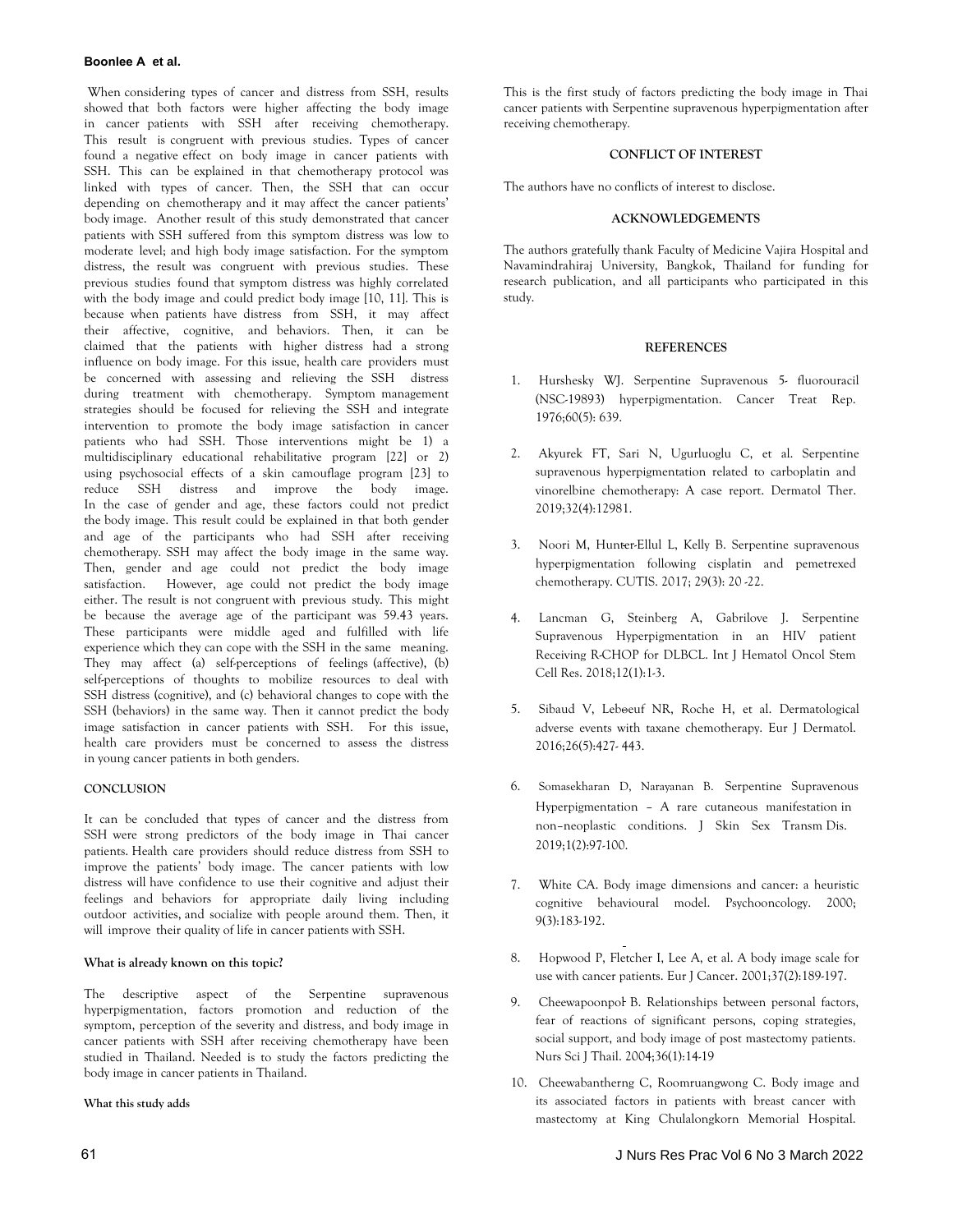When considering types of cancer and distress from SSH, results showed that both factors were higher affecting the body image in cancer patients with SSH after receiving chemotherapy. This result is congruent with previous studies. Types of cancer found a negative effect on body image in cancer patients with SSH. This can be explained in that chemotherapy protocol was linked with types of cancer. Then, the SSH that can occur depending on chemotherapy and it may affect the cancer patients' body image. Another result of this study demonstrated that cancer patients with SSH suffered from this symptom distress was low to moderate level; and high body image satisfaction. For the symptom distress, the result was congruent with previous studies. These previous studies found that symptom distress was highly correlated with the body image and could predict body image [10, 11]. This is because when patients have distress from SSH, it may affect their affective, cognitive, and behaviors. Then, it can be claimed that the patients with higher distress had a strong influence on body image. For this issue, health care providers must be concerned with assessing and relieving the SSH distress during treatment with chemotherapy. Symptom management strategies should be focused for relieving the SSH and integrate intervention to promote the body image satisfaction in cancer patients who had SSH. Those interventions might be 1) a multidisciplinary educational rehabilitative program [22] or 2) using psychosocial effects of a skin camouflage program [23] to reduce SSH distress and improve the body image. In the case of gender and age, these factors could not predict the body image. This result could be explained in that both gender and age of the participants who had SSH after receiving chemotherapy. SSH may affect the body image in the same way. Then, gender and age could not predict the body image satisfaction. However, age could not predict the body image either. The result is not congruent with previous study. This might be because the average age of the participant was 59.43 years. These participants were middle aged and fulfilled with life experience which they can cope with the SSH in the same meaning. They may affect (a) self-perceptions of feelings (affective), (b) self-perceptions of thoughts to mobilize resources to deal with SSH distress (cognitive), and (c) behavioral changes to cope with the SSH (behaviors) in the same way. Then it cannot predict the body image satisfaction in cancer patients with SSH. For this issue, health care providers must be concerned to assess the distress in young cancer patients in both genders.

## CONCLUSION

It can be concluded that types of cancer and the distress from SSH were strong predictors of the body image in Thai cancer patients. Health care providers should reduce distress from SSH to improve the patients' body image. The cancer patients with low distress will have confidence to use their cognitive and adjust their feelings and behaviors for appropriate daily living including outdoor activities, and socialize with people around them. Then, it will improve their quality of life in cancer patients with SSH.

### What is already known on this topic?

The descriptive aspect of the Serpentine supravenous hyperpigmentation, factors promotion and reduction of the symptom, perception of the severity and distress, and body image in cancer patients with SSH after receiving chemotherapy have been studied in Thailand. Needed is to study the factors predicting the body image in cancer patients in Thailand.

### What this study adds

This is the first study of factors predicting the body image in Thai cancer patients with Serpentine supravenous hyperpigmentation after receiving chemotherapy.

## CONFLICT OF INTEREST

The authors have no conflicts of interest to disclose.

## ACKNOWLEDGEMENTS

The authors gratefully thank Faculty of Medicine Vajira Hospital and Navamindrahiraj University, Bangkok, Thailand for funding for research publication, and all participants who participated in this study.

## REFERENCES

1. Hurshesky WJ. Serpentine Supravenous 5- fluorouracil (NSC-19893) hyperpigmentation. Cancer Treat Rep. 1976;60(5): 639.
2. Akyurek FT, Sari N, Ugurluoglu C, et al. Serpentine supravenous hyperpigmentation related to carboplatin and vinorelbine chemotherapy: A case report. Dermatol Ther. 2019;32(4):12981.
3. Noori M, Hunter-Ellul L, Kelly B. Serpentine supravenous hyperpigmentation following cisplatin and pemetrexed chemotherapy. CUTIS. 2017; 29(3): 20 -22.
4. Lancman G, Steinberg A, Gabrilove J. Serpentine Supravenous Hyperpigmentation in an HIV patient Receiving R-CHOP for DLBCL. Int J Hematol Oncol Stem Cell Res. 2018;12(1):1-3.
5. Sibaud V, Leboeuf NR, Roche H, et al. Dermatological adverse events with taxane chemotherapy. Eur J Dermatol. 2016;26(5):427- 443.
6. Somasekharan D, Narayanan B. Serpentine Supravenous Hyperpigmentation – A rare cutaneous manifestation in non–neoplastic conditions. J Skin Sex Transm Dis. 2019;1(2):97-100.
7. White CA. Body image dimensions and cancer: a heuristic cognitive behavioural model. Psychooncology. 2000; 9(3):183-192.
8. Hopwood P, Fletcher I, Lee A, et al. A body image scale for use with cancer patients. Eur J Cancer. 2001;37(2):189-197.
9. Cheewapoonpol B. Relationships between personal factors, fear of reactions of significant persons, coping strategies, social support, and body image of post mastectomy patients. Nurs Sci J Thail. 2004;36(1):14-19
10. Cheewabantherng C, Roomruangwong C. Body image and its associated factors in patients with breast cancer with mastectomy at King Chulalongkorn Memorial Hospital.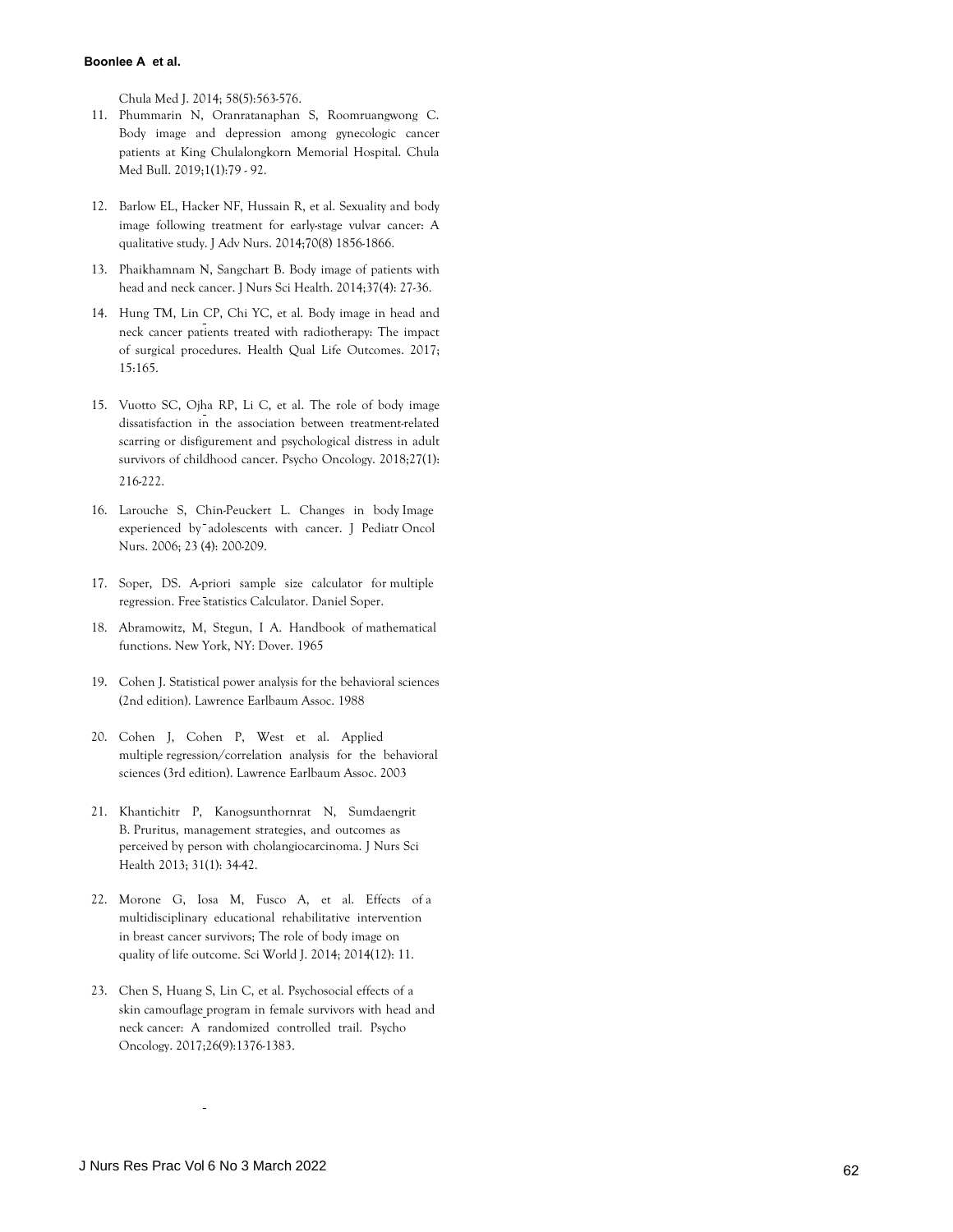Chula Med J. 2014; 58(5):563-576.

11. Phummarin N, Oranratanaphan S, Roomruangwong C. Body image and depression among gynecologic cancer patients at King Chulalongkorn Memorial Hospital. Chula Med Bull. 2019;1(1):79 - 92.

12. Barlow EL, Hacker NF, Hussain R, et al. Sexuality and body image following treatment for early-stage vulvar cancer: A qualitative study. J Adv Nurs. 2014;70(8) 1856-1866.

13. Phaikhamnam N, Sangchart B. Body image of patients with head and neck cancer. J Nurs Sci Health. 2014;37(4): 27-36.

14. Hung TM, Lin CP, Chi YC, et al. Body image in head and neck cancer patients treated with radiotherapy: The impact of surgical procedures. Health Qual Life Outcomes. 2017; 15:165.

15. Vuotto SC, Ojha RP, Li C, et al. The role of body image dissatisfaction in the association between treatment-related scarring or disfigurement and psychological distress in adult survivors of childhood cancer. Psycho Oncology. 2018;27(1): 216-222.

16. Larouche S, Chin-Peuckert L. Changes in body Image experienced by adolescents with cancer. J Pediatr Oncol Nurs. 2006; 23 (4): 200-209.

17. Soper, DS. A-priori sample size calculator for multiple regression. Free statistics Calculator. Daniel Soper.

18. Abramowitz, M, Stegun, I A. Handbook of mathematical functions. New York, NY: Dover. 1965

19. Cohen J. Statistical power analysis for the behavioral sciences (2nd edition). Lawrence Earlbaum Assoc. 1988

20. Cohen J, Cohen P, West et al. Applied multiple regression/correlation analysis for the behavioral sciences (3rd edition). Lawrence Earlbaum Assoc. 2003

21. Khantichitr P, Kanogsunthornrat N, Sumdaengrit B. Pruritus, management strategies, and outcomes as perceived by person with cholangiocarcinoma. J Nurs Sci Health 2013; 31(1): 34-42.

22. Morone G, Iosa M, Fusco A, et al. Effects of a multidisciplinary educational rehabilitative intervention in breast cancer survivors; The role of body image on quality of life outcome. Sci World J. 2014; 2014(12): 11.

23. Chen S, Huang S, Lin C, et al. Psychosocial effects of a skin camouflage program in female survivors with head and neck cancer: A randomized controlled trail. Psycho Oncology. 2017;26(9):1376-1383.